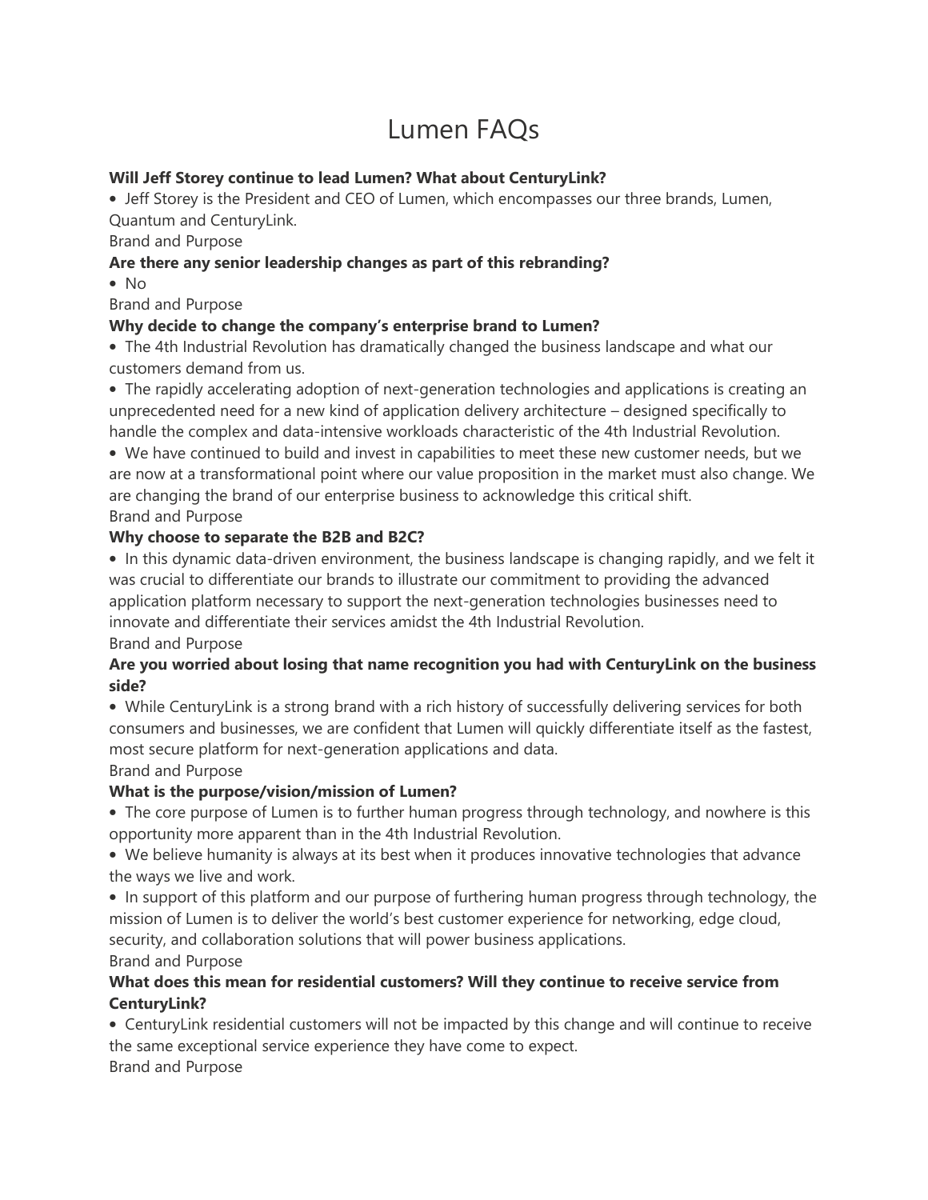# Lumen FAQs

**Will Jeff Storey continue to lead Lumen? What about CenturyLink?**

- Jeff Storey is the President and CEO of Lumen, which encompasses our three brands, Lumen, Quantum and CenturyLink.

Brand and Purpose

**Are there any senior leadership changes as part of this rebranding?**

- No

Brand and Purpose

**Why decide to change the company's enterprise brand to Lumen?**

- The 4th Industrial Revolution has dramatically changed the business landscape and what our customers demand from us.
- The rapidly accelerating adoption of next-generation technologies and applications is creating an unprecedented need for a new kind of application delivery architecture – designed specifically to handle the complex and data-intensive workloads characteristic of the 4th Industrial Revolution.
- We have continued to build and invest in capabilities to meet these new customer needs, but we are now at a transformational point where our value proposition in the market must also change. We are changing the brand of our enterprise business to acknowledge this critical shift.

Brand and Purpose

**Why choose to separate the B2B and B2C?**

- In this dynamic data-driven environment, the business landscape is changing rapidly, and we felt it was crucial to differentiate our brands to illustrate our commitment to providing the advanced application platform necessary to support the next-generation technologies businesses need to innovate and differentiate their services amidst the 4th Industrial Revolution.

Brand and Purpose

**Are you worried about losing that name recognition you had with CenturyLink on the business side?**

- While CenturyLink is a strong brand with a rich history of successfully delivering services for both consumers and businesses, we are confident that Lumen will quickly differentiate itself as the fastest, most secure platform for next-generation applications and data.

Brand and Purpose

**What is the purpose/vision/mission of Lumen?**

- The core purpose of Lumen is to further human progress through technology, and nowhere is this opportunity more apparent than in the 4th Industrial Revolution.
- We believe humanity is always at its best when it produces innovative technologies that advance the ways we live and work.
- In support of this platform and our purpose of furthering human progress through technology, the mission of Lumen is to deliver the world's best customer experience for networking, edge cloud, security, and collaboration solutions that will power business applications.

Brand and Purpose

**What does this mean for residential customers? Will they continue to receive service from CenturyLink?**

- CenturyLink residential customers will not be impacted by this change and will continue to receive the same exceptional service experience they have come to expect.

Brand and Purpose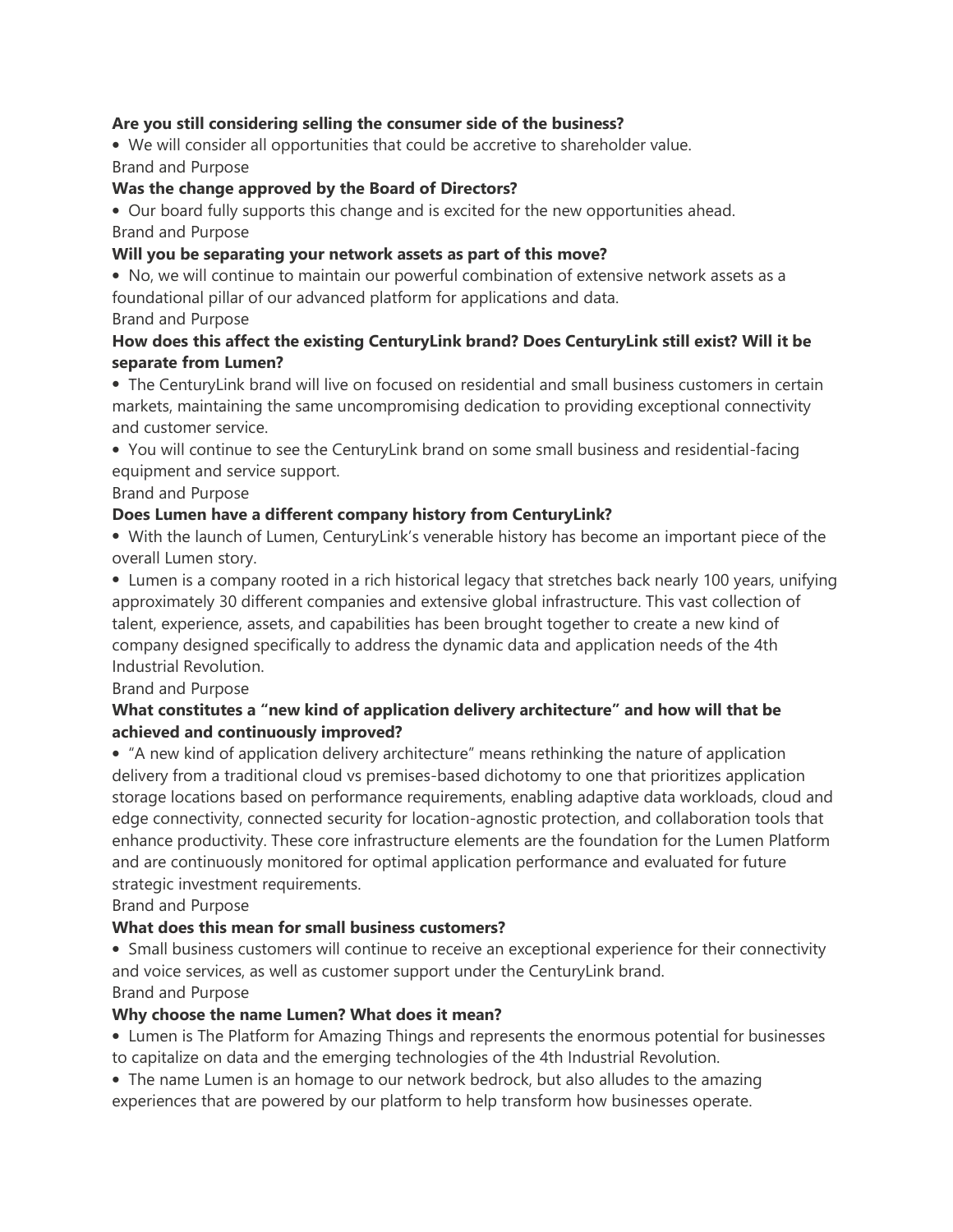**Are you still considering selling the consumer side of the business?**

- We will consider all opportunities that could be accretive to shareholder value.

Brand and Purpose

**Was the change approved by the Board of Directors?**

- Our board fully supports this change and is excited for the new opportunities ahead.

Brand and Purpose

**Will you be separating your network assets as part of this move?**

- No, we will continue to maintain our powerful combination of extensive network assets as a foundational pillar of our advanced platform for applications and data.

Brand and Purpose

**How does this affect the existing CenturyLink brand? Does CenturyLink still exist? Will it be separate from Lumen?**

- The CenturyLink brand will live on focused on residential and small business customers in certain markets, maintaining the same uncompromising dedication to providing exceptional connectivity and customer service.
- You will continue to see the CenturyLink brand on some small business and residential-facing equipment and service support.

Brand and Purpose

**Does Lumen have a different company history from CenturyLink?**

- With the launch of Lumen, CenturyLink's venerable history has become an important piece of the overall Lumen story.
- Lumen is a company rooted in a rich historical legacy that stretches back nearly 100 years, unifying approximately 30 different companies and extensive global infrastructure. This vast collection of talent, experience, assets, and capabilities has been brought together to create a new kind of company designed specifically to address the dynamic data and application needs of the 4th Industrial Revolution.

Brand and Purpose

**What constitutes a "new kind of application delivery architecture" and how will that be achieved and continuously improved?**

- "A new kind of application delivery architecture" means rethinking the nature of application delivery from a traditional cloud vs premises-based dichotomy to one that prioritizes application storage locations based on performance requirements, enabling adaptive data workloads, cloud and edge connectivity, connected security for location-agnostic protection, and collaboration tools that enhance productivity. These core infrastructure elements are the foundation for the Lumen Platform and are continuously monitored for optimal application performance and evaluated for future strategic investment requirements.

Brand and Purpose

**What does this mean for small business customers?**

- Small business customers will continue to receive an exceptional experience for their connectivity and voice services, as well as customer support under the CenturyLink brand.

Brand and Purpose

**Why choose the name Lumen? What does it mean?**

- Lumen is The Platform for Amazing Things and represents the enormous potential for businesses to capitalize on data and the emerging technologies of the 4th Industrial Revolution.
- The name Lumen is an homage to our network bedrock, but also alludes to the amazing experiences that are powered by our platform to help transform how businesses operate.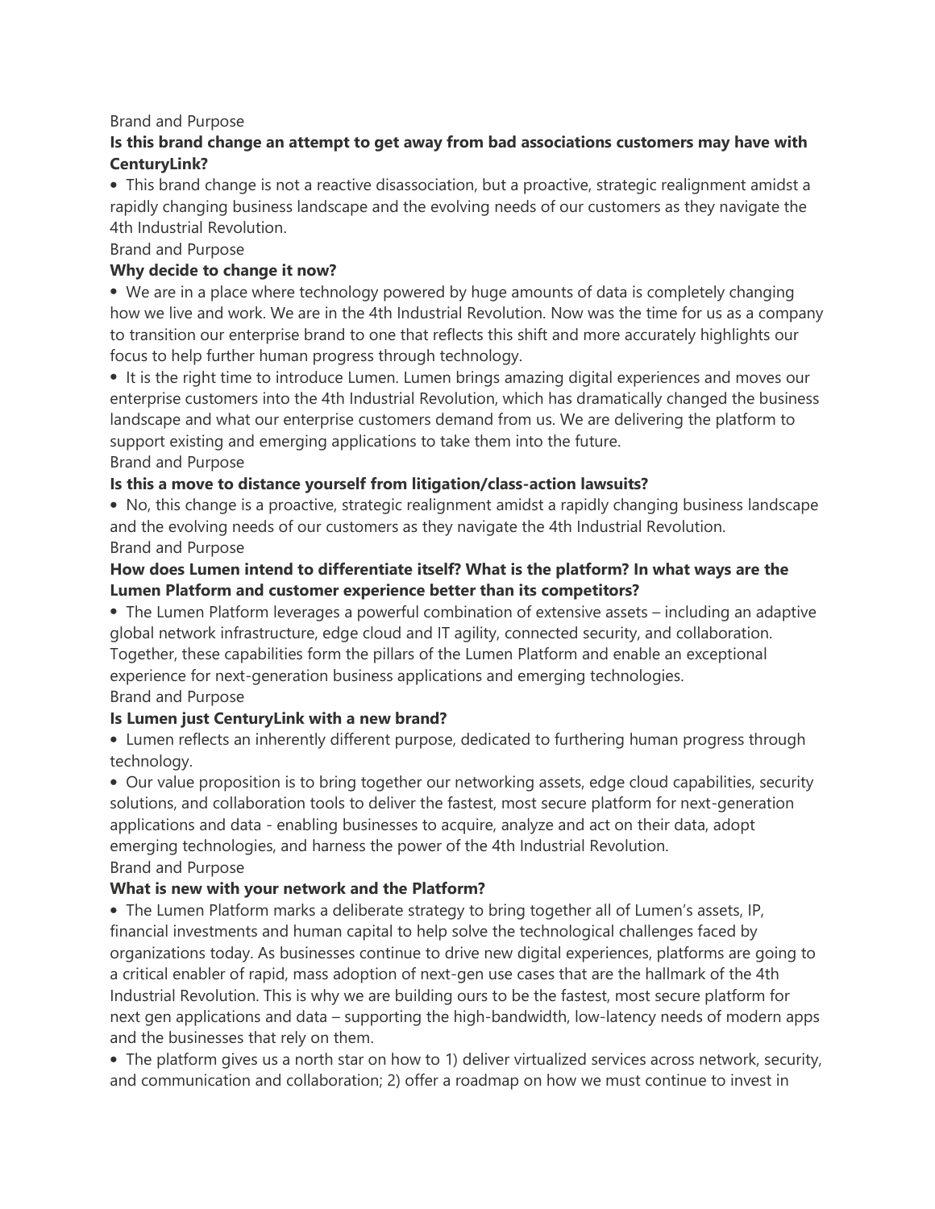Brand and Purpose

**Is this brand change an attempt to get away from bad associations customers may have with CenturyLink?**

- This brand change is not a reactive disassociation, but a proactive, strategic realignment amidst a rapidly changing business landscape and the evolving needs of our customers as they navigate the 4th Industrial Revolution.

Brand and Purpose

**Why decide to change it now?**

- We are in a place where technology powered by huge amounts of data is completely changing how we live and work. We are in the 4th Industrial Revolution. Now was the time for us as a company to transition our enterprise brand to one that reflects this shift and more accurately highlights our focus to help further human progress through technology.
- It is the right time to introduce Lumen. Lumen brings amazing digital experiences and moves our enterprise customers into the 4th Industrial Revolution, which has dramatically changed the business landscape and what our enterprise customers demand from us. We are delivering the platform to support existing and emerging applications to take them into the future.

Brand and Purpose

**Is this a move to distance yourself from litigation/class-action lawsuits?**

- No, this change is a proactive, strategic realignment amidst a rapidly changing business landscape and the evolving needs of our customers as they navigate the 4th Industrial Revolution.

Brand and Purpose

**How does Lumen intend to differentiate itself? What is the platform? In what ways are the Lumen Platform and customer experience better than its competitors?**

- The Lumen Platform leverages a powerful combination of extensive assets – including an adaptive global network infrastructure, edge cloud and IT agility, connected security, and collaboration. Together, these capabilities form the pillars of the Lumen Platform and enable an exceptional experience for next-generation business applications and emerging technologies.

Brand and Purpose

**Is Lumen just CenturyLink with a new brand?**

- Lumen reflects an inherently different purpose, dedicated to furthering human progress through technology.
- Our value proposition is to bring together our networking assets, edge cloud capabilities, security solutions, and collaboration tools to deliver the fastest, most secure platform for next-generation applications and data - enabling businesses to acquire, analyze and act on their data, adopt emerging technologies, and harness the power of the 4th Industrial Revolution.

Brand and Purpose

**What is new with your network and the Platform?**

- The Lumen Platform marks a deliberate strategy to bring together all of Lumen's assets, IP, financial investments and human capital to help solve the technological challenges faced by organizations today. As businesses continue to drive new digital experiences, platforms are going to a critical enabler of rapid, mass adoption of next-gen use cases that are the hallmark of the 4th Industrial Revolution. This is why we are building ours to be the fastest, most secure platform for next gen applications and data – supporting the high-bandwidth, low-latency needs of modern apps and the businesses that rely on them.
- The platform gives us a north star on how to 1) deliver virtualized services across network, security, and communication and collaboration; 2) offer a roadmap on how we must continue to invest in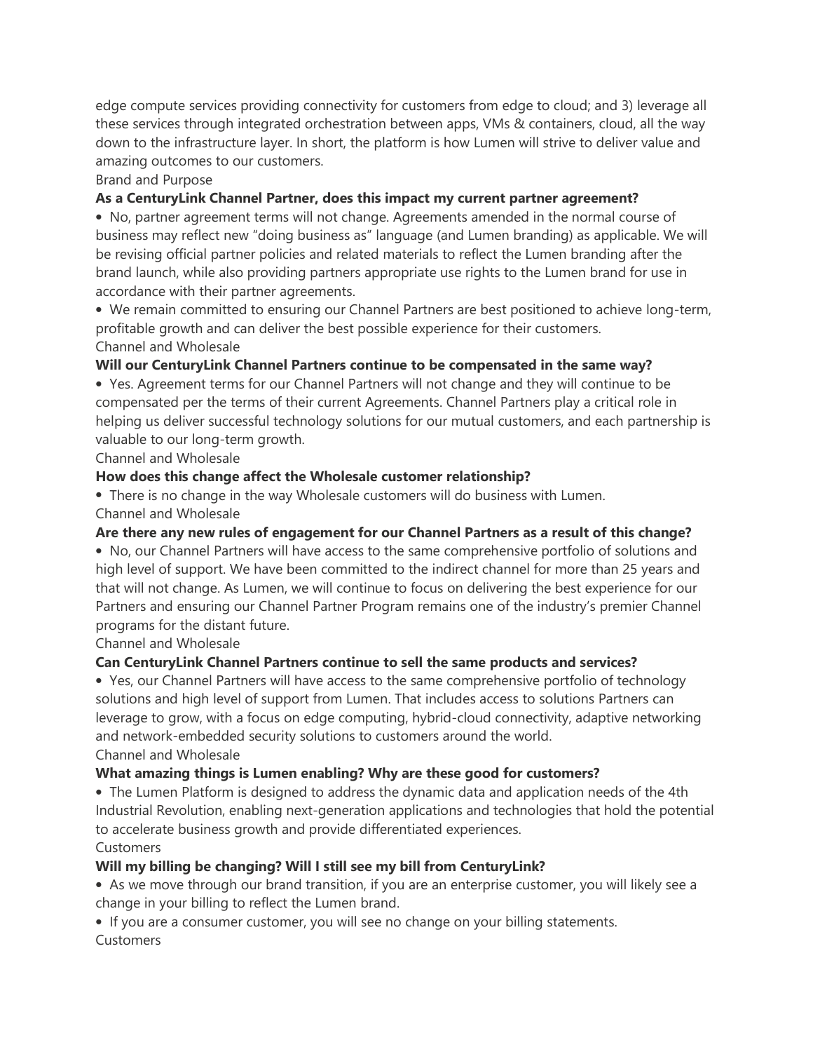edge compute services providing connectivity for customers from edge to cloud; and 3) leverage all these services through integrated orchestration between apps, VMs & containers, cloud, all the way down to the infrastructure layer. In short, the platform is how Lumen will strive to deliver value and amazing outcomes to our customers.

Brand and Purpose

**As a CenturyLink Channel Partner, does this impact my current partner agreement?**

- No, partner agreement terms will not change. Agreements amended in the normal course of business may reflect new "doing business as" language (and Lumen branding) as applicable. We will be revising official partner policies and related materials to reflect the Lumen branding after the brand launch, while also providing partners appropriate use rights to the Lumen brand for use in accordance with their partner agreements.
- We remain committed to ensuring our Channel Partners are best positioned to achieve long-term, profitable growth and can deliver the best possible experience for their customers.

Channel and Wholesale

**Will our CenturyLink Channel Partners continue to be compensated in the same way?**

- Yes. Agreement terms for our Channel Partners will not change and they will continue to be compensated per the terms of their current Agreements. Channel Partners play a critical role in helping us deliver successful technology solutions for our mutual customers, and each partnership is valuable to our long-term growth.

Channel and Wholesale

**How does this change affect the Wholesale customer relationship?**

- There is no change in the way Wholesale customers will do business with Lumen.

Channel and Wholesale

**Are there any new rules of engagement for our Channel Partners as a result of this change?**

- No, our Channel Partners will have access to the same comprehensive portfolio of solutions and high level of support. We have been committed to the indirect channel for more than 25 years and that will not change. As Lumen, we will continue to focus on delivering the best experience for our Partners and ensuring our Channel Partner Program remains one of the industry's premier Channel programs for the distant future.

Channel and Wholesale

**Can CenturyLink Channel Partners continue to sell the same products and services?**

- Yes, our Channel Partners will have access to the same comprehensive portfolio of technology solutions and high level of support from Lumen. That includes access to solutions Partners can leverage to grow, with a focus on edge computing, hybrid-cloud connectivity, adaptive networking and network-embedded security solutions to customers around the world.

Channel and Wholesale

**What amazing things is Lumen enabling? Why are these good for customers?**

- The Lumen Platform is designed to address the dynamic data and application needs of the 4th Industrial Revolution, enabling next-generation applications and technologies that hold the potential to accelerate business growth and provide differentiated experiences.

Customers

**Will my billing be changing? Will I still see my bill from CenturyLink?**

- As we move through our brand transition, if you are an enterprise customer, you will likely see a change in your billing to reflect the Lumen brand.
- If you are a consumer customer, you will see no change on your billing statements.

Customers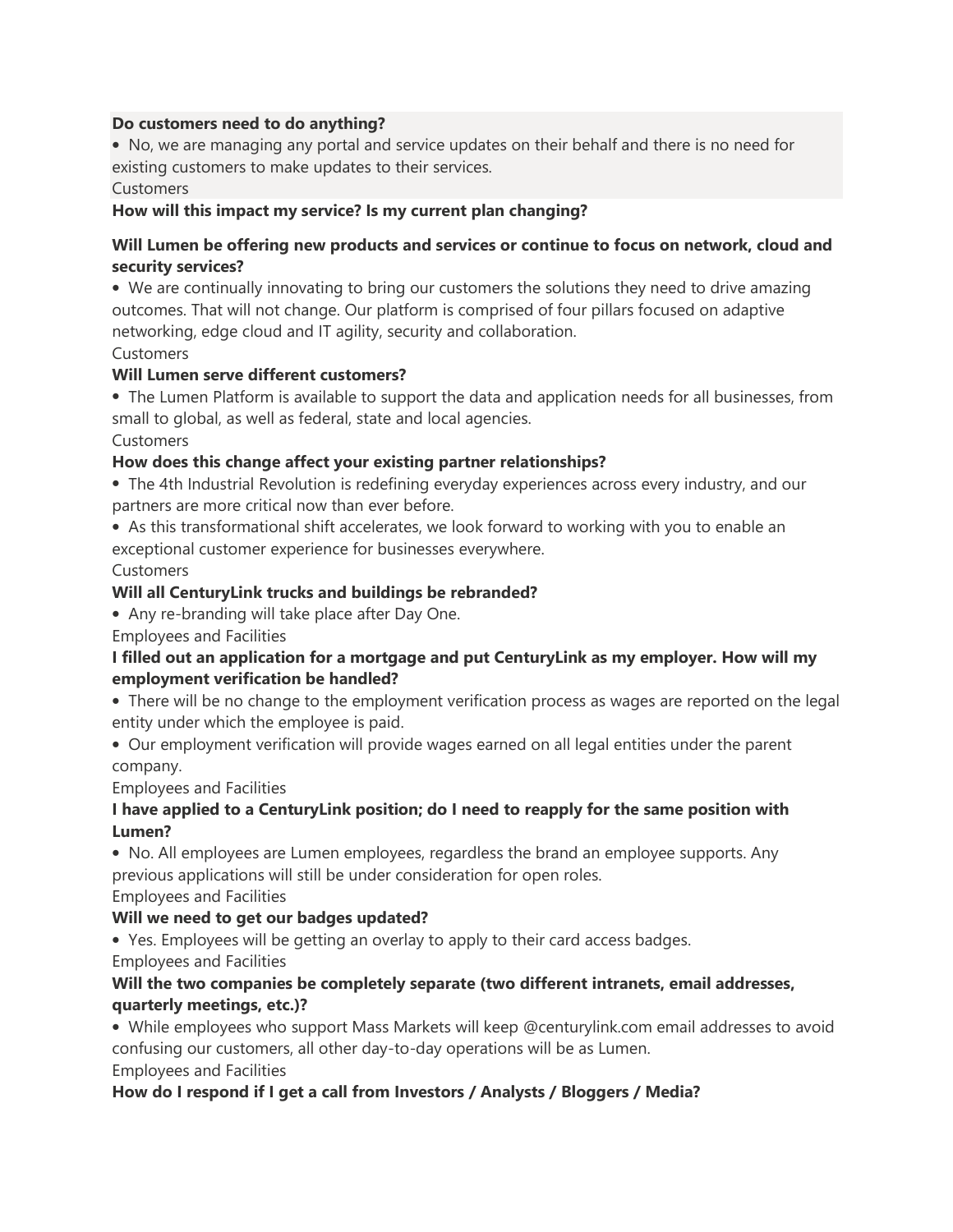**Do customers need to do anything?**

• No, we are managing any portal and service updates on their behalf and there is no need for existing customers to make updates to their services.

Customers

**How will this impact my service? Is my current plan changing?**

**Will Lumen be offering new products and services or continue to focus on network, cloud and security services?**

• We are continually innovating to bring our customers the solutions they need to drive amazing outcomes. That will not change. Our platform is comprised of four pillars focused on adaptive networking, edge cloud and IT agility, security and collaboration.

Customers

**Will Lumen serve different customers?**

• The Lumen Platform is available to support the data and application needs for all businesses, from small to global, as well as federal, state and local agencies.

Customers

**How does this change affect your existing partner relationships?**

• The 4th Industrial Revolution is redefining everyday experiences across every industry, and our partners are more critical now than ever before.

• As this transformational shift accelerates, we look forward to working with you to enable an exceptional customer experience for businesses everywhere.

Customers

**Will all CenturyLink trucks and buildings be rebranded?**

• Any re-branding will take place after Day One.

Employees and Facilities

**I filled out an application for a mortgage and put CenturyLink as my employer. How will my employment verification be handled?**

• There will be no change to the employment verification process as wages are reported on the legal entity under which the employee is paid.

• Our employment verification will provide wages earned on all legal entities under the parent company.

Employees and Facilities

**I have applied to a CenturyLink position; do I need to reapply for the same position with Lumen?**

• No. All employees are Lumen employees, regardless the brand an employee supports. Any previous applications will still be under consideration for open roles.

Employees and Facilities

**Will we need to get our badges updated?**

• Yes. Employees will be getting an overlay to apply to their card access badges.

Employees and Facilities

**Will the two companies be completely separate (two different intranets, email addresses, quarterly meetings, etc.)?**

• While employees who support Mass Markets will keep @centurylink.com email addresses to avoid confusing our customers, all other day-to-day operations will be as Lumen.

Employees and Facilities

**How do I respond if I get a call from Investors / Analysts / Bloggers / Media?**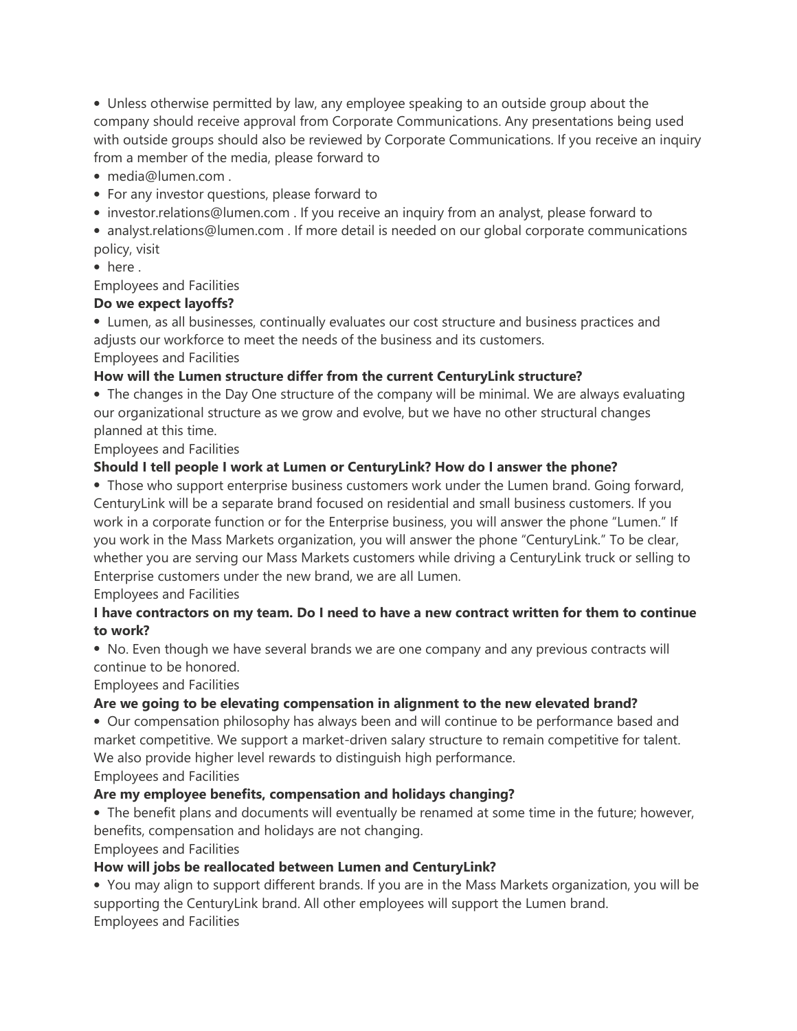- Unless otherwise permitted by law, any employee speaking to an outside group about the company should receive approval from Corporate Communications. Any presentations being used with outside groups should also be reviewed by Corporate Communications. If you receive an inquiry from a member of the media, please forward to
- media@lumen.com .
- For any investor questions, please forward to
- investor.relations@lumen.com . If you receive an inquiry from an analyst, please forward to
- analyst.relations@lumen.com . If more detail is needed on our global corporate communications policy, visit
- here .

Employees and Facilities

**Do we expect layoffs?**

- Lumen, as all businesses, continually evaluates our cost structure and business practices and adjusts our workforce to meet the needs of the business and its customers.

Employees and Facilities

**How will the Lumen structure differ from the current CenturyLink structure?**

- The changes in the Day One structure of the company will be minimal. We are always evaluating our organizational structure as we grow and evolve, but we have no other structural changes planned at this time.

Employees and Facilities

**Should I tell people I work at Lumen or CenturyLink? How do I answer the phone?**

- Those who support enterprise business customers work under the Lumen brand. Going forward, CenturyLink will be a separate brand focused on residential and small business customers. If you work in a corporate function or for the Enterprise business, you will answer the phone "Lumen." If you work in the Mass Markets organization, you will answer the phone "CenturyLink." To be clear, whether you are serving our Mass Markets customers while driving a CenturyLink truck or selling to Enterprise customers under the new brand, we are all Lumen.

Employees and Facilities

**I have contractors on my team. Do I need to have a new contract written for them to continue to work?**

- No. Even though we have several brands we are one company and any previous contracts will continue to be honored.

Employees and Facilities

**Are we going to be elevating compensation in alignment to the new elevated brand?**

- Our compensation philosophy has always been and will continue to be performance based and market competitive. We support a market-driven salary structure to remain competitive for talent. We also provide higher level rewards to distinguish high performance.

Employees and Facilities

**Are my employee benefits, compensation and holidays changing?**

- The benefit plans and documents will eventually be renamed at some time in the future; however, benefits, compensation and holidays are not changing.

Employees and Facilities

**How will jobs be reallocated between Lumen and CenturyLink?**

- You may align to support different brands. If you are in the Mass Markets organization, you will be supporting the CenturyLink brand. All other employees will support the Lumen brand.

Employees and Facilities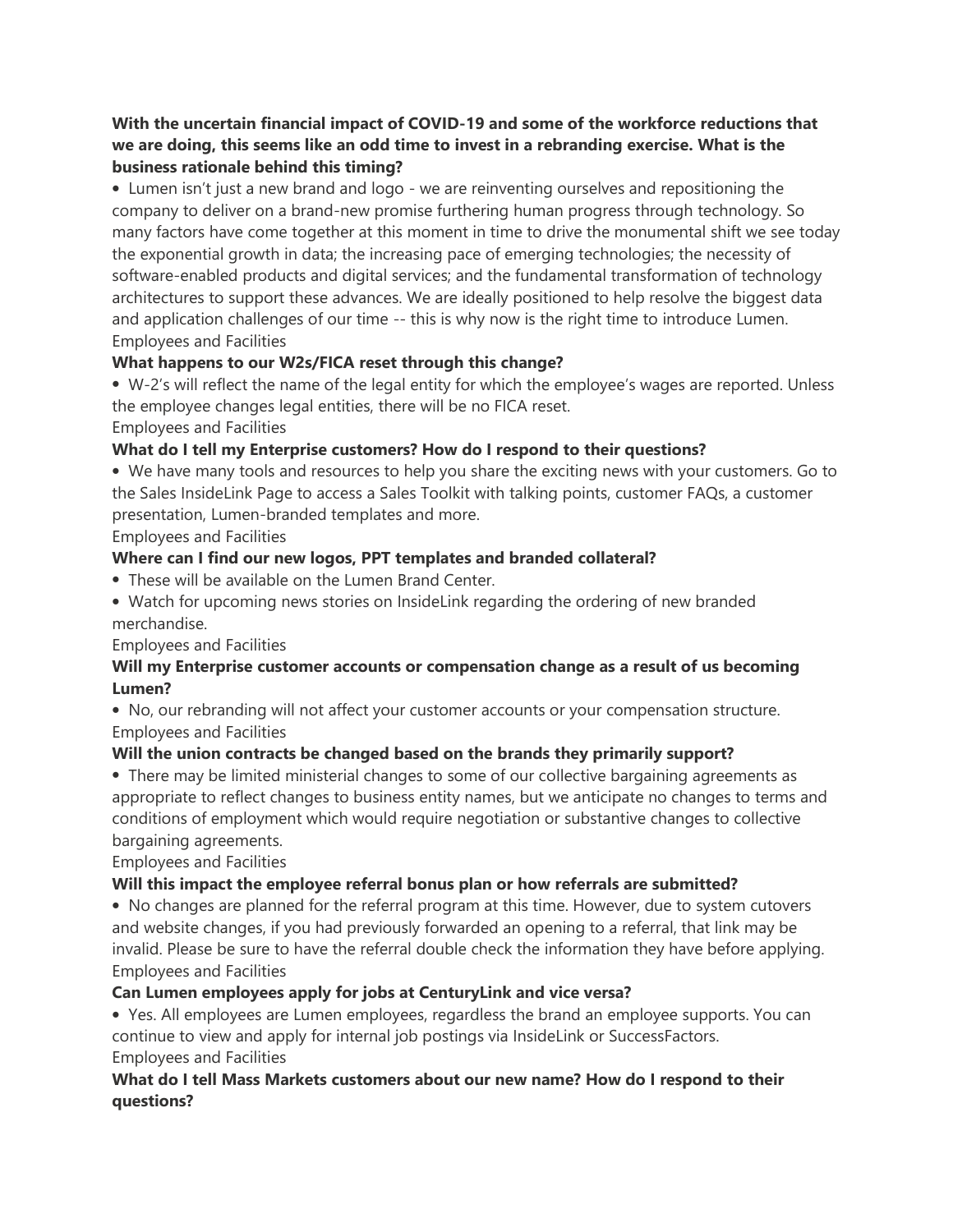**With the uncertain financial impact of COVID-19 and some of the workforce reductions that we are doing, this seems like an odd time to invest in a rebranding exercise. What is the business rationale behind this timing?**

- Lumen isn't just a new brand and logo - we are reinventing ourselves and repositioning the company to deliver on a brand-new promise furthering human progress through technology. So many factors have come together at this moment in time to drive the monumental shift we see today the exponential growth in data; the increasing pace of emerging technologies; the necessity of software-enabled products and digital services; and the fundamental transformation of technology architectures to support these advances. We are ideally positioned to help resolve the biggest data and application challenges of our time -- this is why now is the right time to introduce Lumen.

Employees and Facilities

**What happens to our W2s/FICA reset through this change?**

- W-2's will reflect the name of the legal entity for which the employee's wages are reported. Unless the employee changes legal entities, there will be no FICA reset.

Employees and Facilities

**What do I tell my Enterprise customers? How do I respond to their questions?**

- We have many tools and resources to help you share the exciting news with your customers. Go to the Sales InsideLink Page to access a Sales Toolkit with talking points, customer FAQs, a customer presentation, Lumen-branded templates and more.

Employees and Facilities

**Where can I find our new logos, PPT templates and branded collateral?**

- These will be available on the Lumen Brand Center.
- Watch for upcoming news stories on InsideLink regarding the ordering of new branded merchandise.

Employees and Facilities

**Will my Enterprise customer accounts or compensation change as a result of us becoming Lumen?**

- No, our rebranding will not affect your customer accounts or your compensation structure.

Employees and Facilities

**Will the union contracts be changed based on the brands they primarily support?**

- There may be limited ministerial changes to some of our collective bargaining agreements as appropriate to reflect changes to business entity names, but we anticipate no changes to terms and conditions of employment which would require negotiation or substantive changes to collective bargaining agreements.

Employees and Facilities

**Will this impact the employee referral bonus plan or how referrals are submitted?**

- No changes are planned for the referral program at this time. However, due to system cutovers and website changes, if you had previously forwarded an opening to a referral, that link may be invalid. Please be sure to have the referral double check the information they have before applying.

Employees and Facilities

**Can Lumen employees apply for jobs at CenturyLink and vice versa?**

- Yes. All employees are Lumen employees, regardless the brand an employee supports. You can continue to view and apply for internal job postings via InsideLink or SuccessFactors.

Employees and Facilities

**What do I tell Mass Markets customers about our new name? How do I respond to their questions?**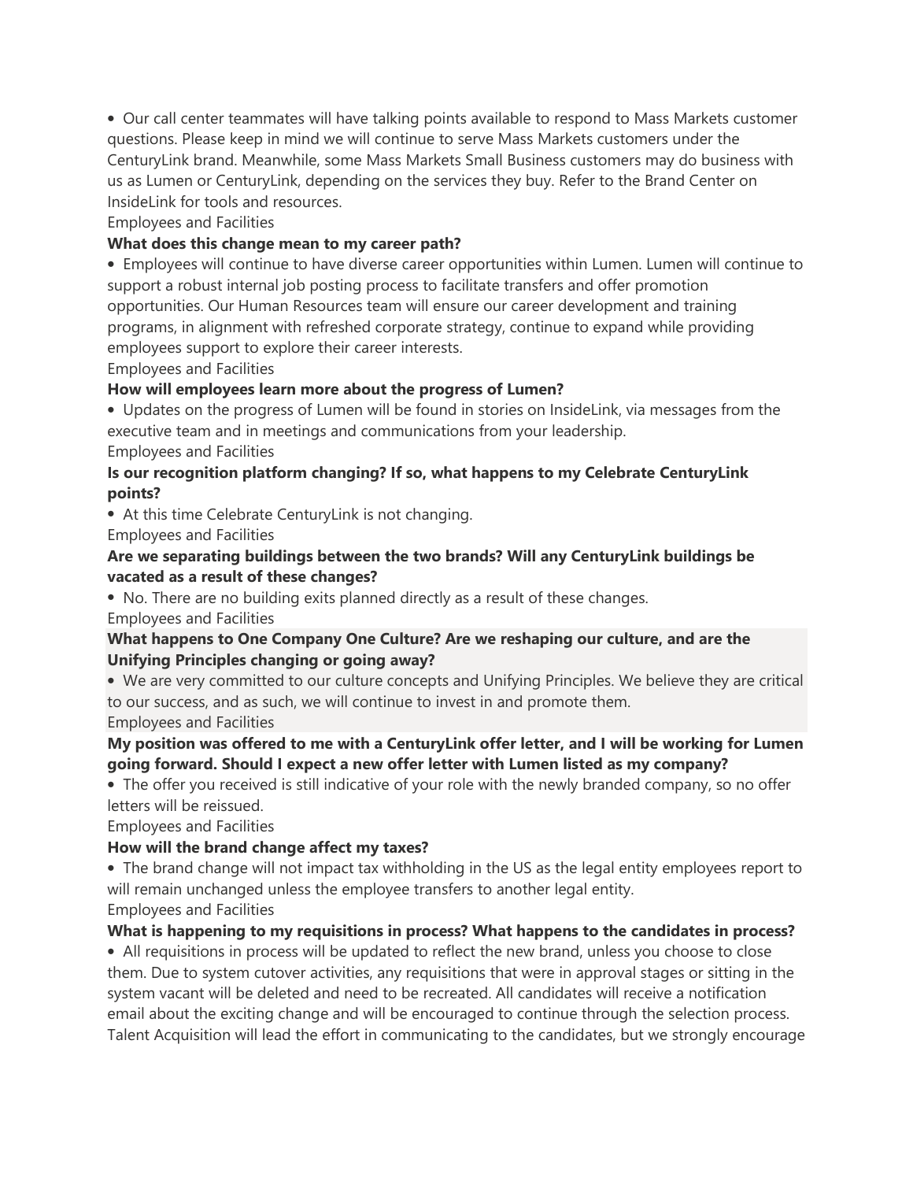• Our call center teammates will have talking points available to respond to Mass Markets customer questions. Please keep in mind we will continue to serve Mass Markets customers under the CenturyLink brand. Meanwhile, some Mass Markets Small Business customers may do business with us as Lumen or CenturyLink, depending on the services they buy. Refer to the Brand Center on InsideLink for tools and resources.

Employees and Facilities

**What does this change mean to my career path?**

• Employees will continue to have diverse career opportunities within Lumen. Lumen will continue to support a robust internal job posting process to facilitate transfers and offer promotion opportunities. Our Human Resources team will ensure our career development and training programs, in alignment with refreshed corporate strategy, continue to expand while providing employees support to explore their career interests.

Employees and Facilities

**How will employees learn more about the progress of Lumen?**

• Updates on the progress of Lumen will be found in stories on InsideLink, via messages from the executive team and in meetings and communications from your leadership.

Employees and Facilities

**Is our recognition platform changing? If so, what happens to my Celebrate CenturyLink points?**

• At this time Celebrate CenturyLink is not changing.

Employees and Facilities

**Are we separating buildings between the two brands? Will any CenturyLink buildings be vacated as a result of these changes?**

• No. There are no building exits planned directly as a result of these changes.

Employees and Facilities

**What happens to One Company One Culture? Are we reshaping our culture, and are the Unifying Principles changing or going away?**

• We are very committed to our culture concepts and Unifying Principles. We believe they are critical to our success, and as such, we will continue to invest in and promote them.

Employees and Facilities

**My position was offered to me with a CenturyLink offer letter, and I will be working for Lumen going forward. Should I expect a new offer letter with Lumen listed as my company?**

• The offer you received is still indicative of your role with the newly branded company, so no offer letters will be reissued.

Employees and Facilities

**How will the brand change affect my taxes?**

• The brand change will not impact tax withholding in the US as the legal entity employees report to will remain unchanged unless the employee transfers to another legal entity.

Employees and Facilities

**What is happening to my requisitions in process? What happens to the candidates in process?**

• All requisitions in process will be updated to reflect the new brand, unless you choose to close them. Due to system cutover activities, any requisitions that were in approval stages or sitting in the system vacant will be deleted and need to be recreated. All candidates will receive a notification email about the exciting change and will be encouraged to continue through the selection process. Talent Acquisition will lead the effort in communicating to the candidates, but we strongly encourage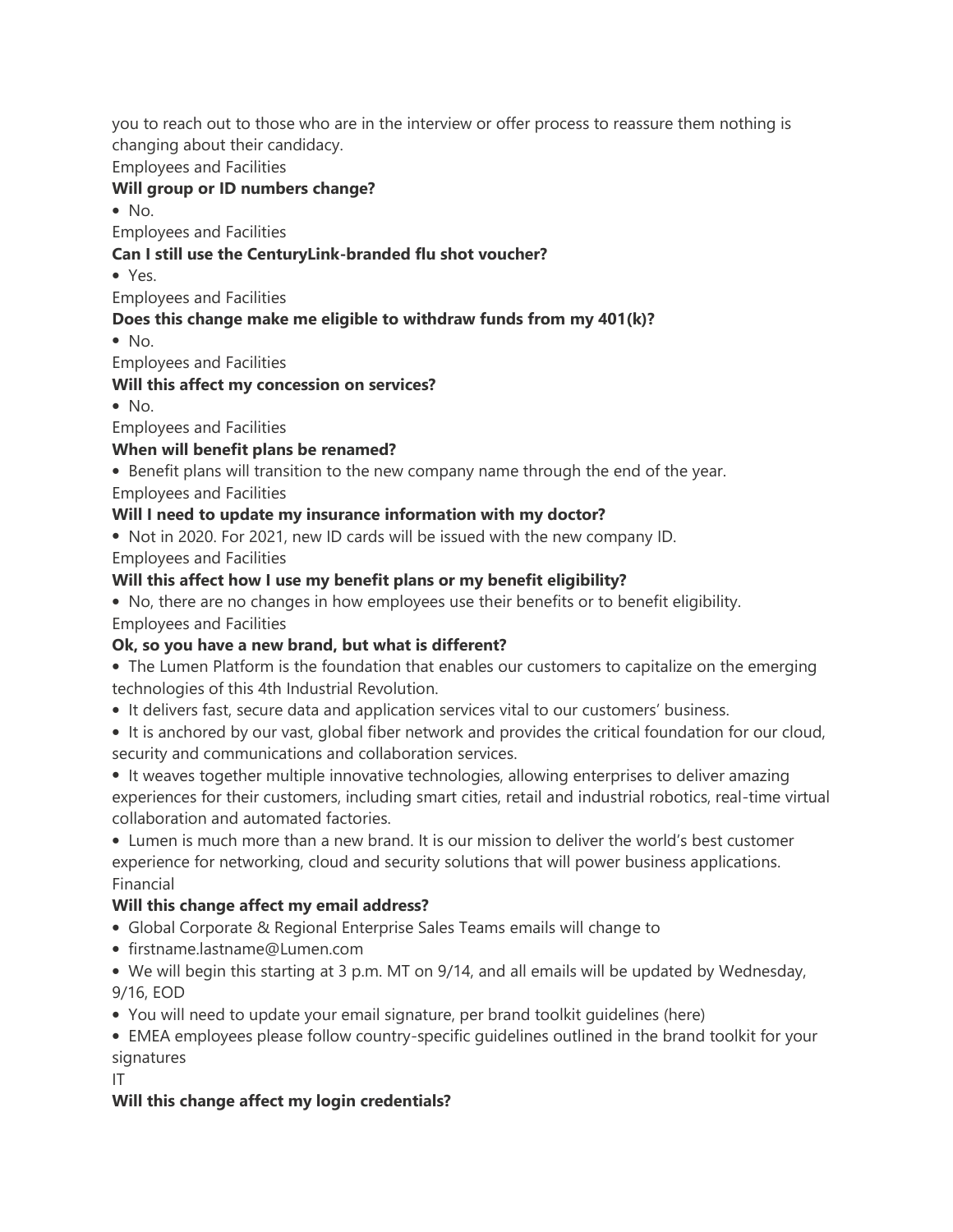you to reach out to those who are in the interview or offer process to reassure them nothing is changing about their candidacy.

Employees and Facilities

**Will group or ID numbers change?**

- No.

Employees and Facilities

**Can I still use the CenturyLink-branded flu shot voucher?**

- Yes.

Employees and Facilities

**Does this change make me eligible to withdraw funds from my 401(k)?**

- No.

Employees and Facilities

**Will this affect my concession on services?**

- No.

Employees and Facilities

**When will benefit plans be renamed?**

- Benefit plans will transition to the new company name through the end of the year.

Employees and Facilities

**Will I need to update my insurance information with my doctor?**

- Not in 2020. For 2021, new ID cards will be issued with the new company ID.

Employees and Facilities

**Will this affect how I use my benefit plans or my benefit eligibility?**

- No, there are no changes in how employees use their benefits or to benefit eligibility.

Employees and Facilities

**Ok, so you have a new brand, but what is different?**

- The Lumen Platform is the foundation that enables our customers to capitalize on the emerging technologies of this 4th Industrial Revolution.
- It delivers fast, secure data and application services vital to our customers' business.
- It is anchored by our vast, global fiber network and provides the critical foundation for our cloud, security and communications and collaboration services.
- It weaves together multiple innovative technologies, allowing enterprises to deliver amazing experiences for their customers, including smart cities, retail and industrial robotics, real-time virtual collaboration and automated factories.
- Lumen is much more than a new brand. It is our mission to deliver the world's best customer experience for networking, cloud and security solutions that will power business applications.

Financial

**Will this change affect my email address?**

- Global Corporate & Regional Enterprise Sales Teams emails will change to
- firstname.lastname@Lumen.com
- We will begin this starting at 3 p.m. MT on 9/14, and all emails will be updated by Wednesday, 9/16, EOD
- You will need to update your email signature, per brand toolkit guidelines (here)
- EMEA employees please follow country-specific guidelines outlined in the brand toolkit for your signatures

IT

**Will this change affect my login credentials?**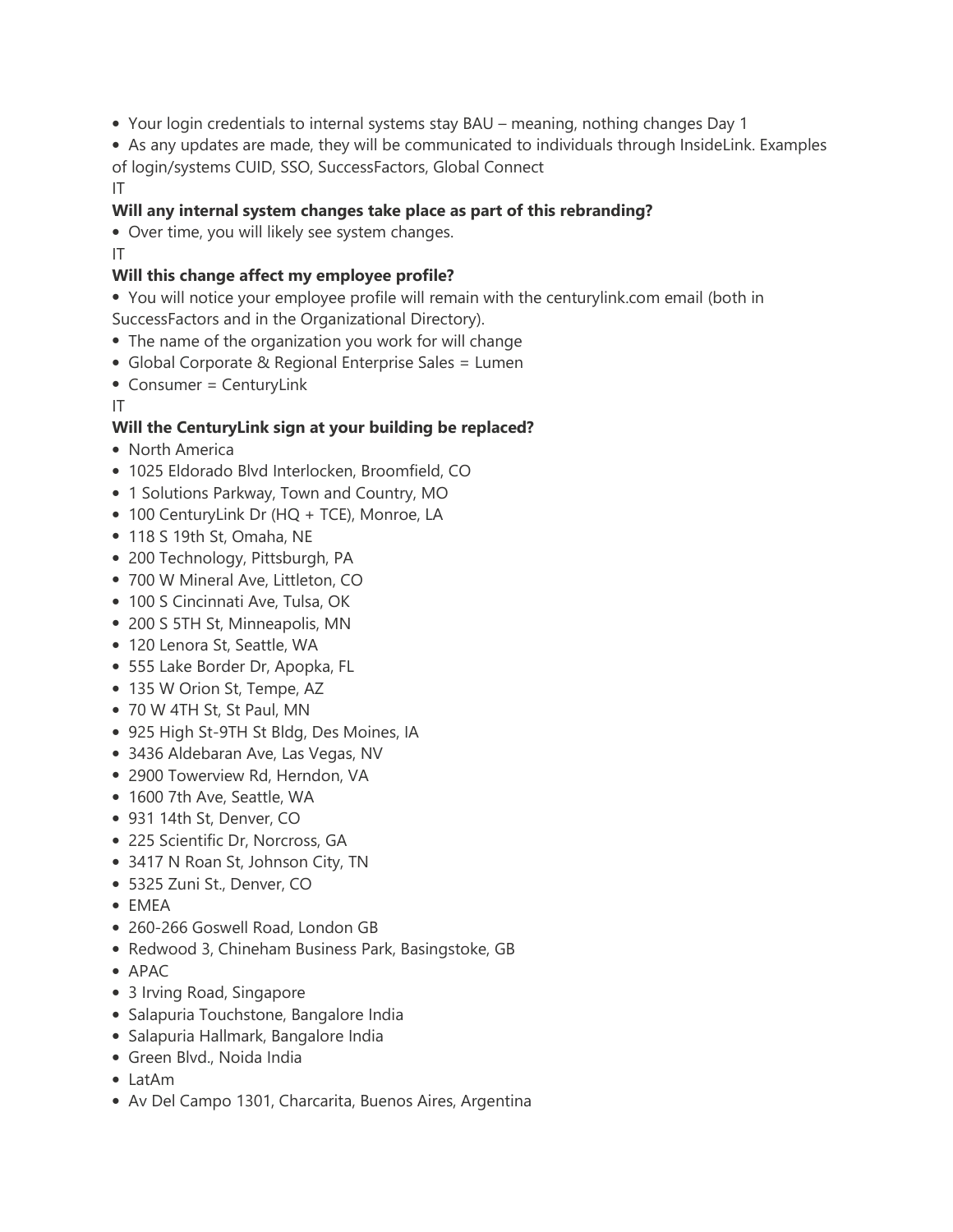- Your login credentials to internal systems stay BAU – meaning, nothing changes Day 1
- As any updates are made, they will be communicated to individuals through InsideLink. Examples of login/systems CUID, SSO, SuccessFactors, Global Connect

IT

**Will any internal system changes take place as part of this rebranding?**

- Over time, you will likely see system changes.

IT

**Will this change affect my employee profile?**

- You will notice your employee profile will remain with the centurylink.com email (both in SuccessFactors and in the Organizational Directory).
- The name of the organization you work for will change
- Global Corporate & Regional Enterprise Sales = Lumen
- Consumer = CenturyLink

IT

**Will the CenturyLink sign at your building be replaced?**

- North America
- 1025 Eldorado Blvd Interlocken, Broomfield, CO
- 1 Solutions Parkway, Town and Country, MO
- 100 CenturyLink Dr (HQ + TCE), Monroe, LA
- 118 S 19th St, Omaha, NE
- 200 Technology, Pittsburgh, PA
- 700 W Mineral Ave, Littleton, CO
- 100 S Cincinnati Ave, Tulsa, OK
- 200 S 5TH St, Minneapolis, MN
- 120 Lenora St, Seattle, WA
- 555 Lake Border Dr, Apopka, FL
- 135 W Orion St, Tempe, AZ
- 70 W 4TH St, St Paul, MN
- 925 High St-9TH St Bldg, Des Moines, IA
- 3436 Aldebaran Ave, Las Vegas, NV
- 2900 Towerview Rd, Herndon, VA
- 1600 7th Ave, Seattle, WA
- 931 14th St, Denver, CO
- 225 Scientific Dr, Norcross, GA
- 3417 N Roan St, Johnson City, TN
- 5325 Zuni St., Denver, CO
- EMEA
- 260-266 Goswell Road, London GB
- Redwood 3, Chineham Business Park, Basingstoke, GB
- APAC
- 3 Irving Road, Singapore
- Salapuria Touchstone, Bangalore India
- Salapuria Hallmark, Bangalore India
- Green Blvd., Noida India
- LatAm
- Av Del Campo 1301, Charcarita, Buenos Aires, Argentina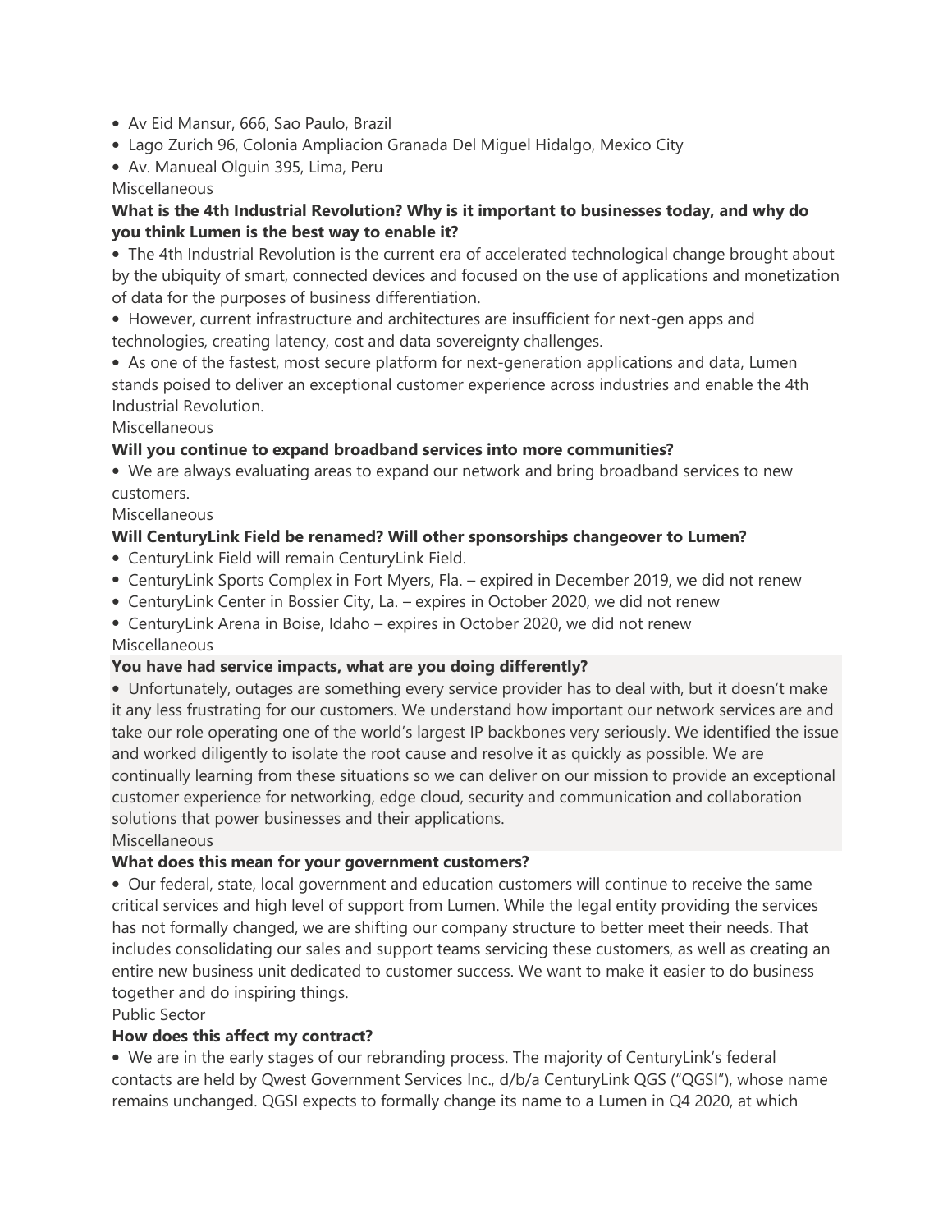- Av Eid Mansur, 666, Sao Paulo, Brazil
- Lago Zurich 96, Colonia Ampliacion Granada Del Miguel Hidalgo, Mexico City
- Av. Manueal Olguin 395, Lima, Peru

Miscellaneous

**What is the 4th Industrial Revolution? Why is it important to businesses today, and why do you think Lumen is the best way to enable it?**

- The 4th Industrial Revolution is the current era of accelerated technological change brought about by the ubiquity of smart, connected devices and focused on the use of applications and monetization of data for the purposes of business differentiation.
- However, current infrastructure and architectures are insufficient for next-gen apps and technologies, creating latency, cost and data sovereignty challenges.
- As one of the fastest, most secure platform for next-generation applications and data, Lumen stands poised to deliver an exceptional customer experience across industries and enable the 4th Industrial Revolution.

Miscellaneous

**Will you continue to expand broadband services into more communities?**

- We are always evaluating areas to expand our network and bring broadband services to new customers.

Miscellaneous

**Will CenturyLink Field be renamed? Will other sponsorships changeover to Lumen?**

- CenturyLink Field will remain CenturyLink Field.
- CenturyLink Sports Complex in Fort Myers, Fla. – expired in December 2019, we did not renew
- CenturyLink Center in Bossier City, La. – expires in October 2020, we did not renew
- CenturyLink Arena in Boise, Idaho – expires in October 2020, we did not renew

Miscellaneous

**You have had service impacts, what are you doing differently?**

- Unfortunately, outages are something every service provider has to deal with, but it doesn't make it any less frustrating for our customers. We understand how important our network services are and take our role operating one of the world's largest IP backbones very seriously. We identified the issue and worked diligently to isolate the root cause and resolve it as quickly as possible. We are continually learning from these situations so we can deliver on our mission to provide an exceptional customer experience for networking, edge cloud, security and communication and collaboration solutions that power businesses and their applications.

Miscellaneous

**What does this mean for your government customers?**

- Our federal, state, local government and education customers will continue to receive the same critical services and high level of support from Lumen. While the legal entity providing the services has not formally changed, we are shifting our company structure to better meet their needs. That includes consolidating our sales and support teams servicing these customers, as well as creating an entire new business unit dedicated to customer success. We want to make it easier to do business together and do inspiring things.

Public Sector

**How does this affect my contract?**

- We are in the early stages of our rebranding process. The majority of CenturyLink's federal contacts are held by Qwest Government Services Inc., d/b/a CenturyLink QGS ("QGSI"), whose name remains unchanged. QGSI expects to formally change its name to a Lumen in Q4 2020, at which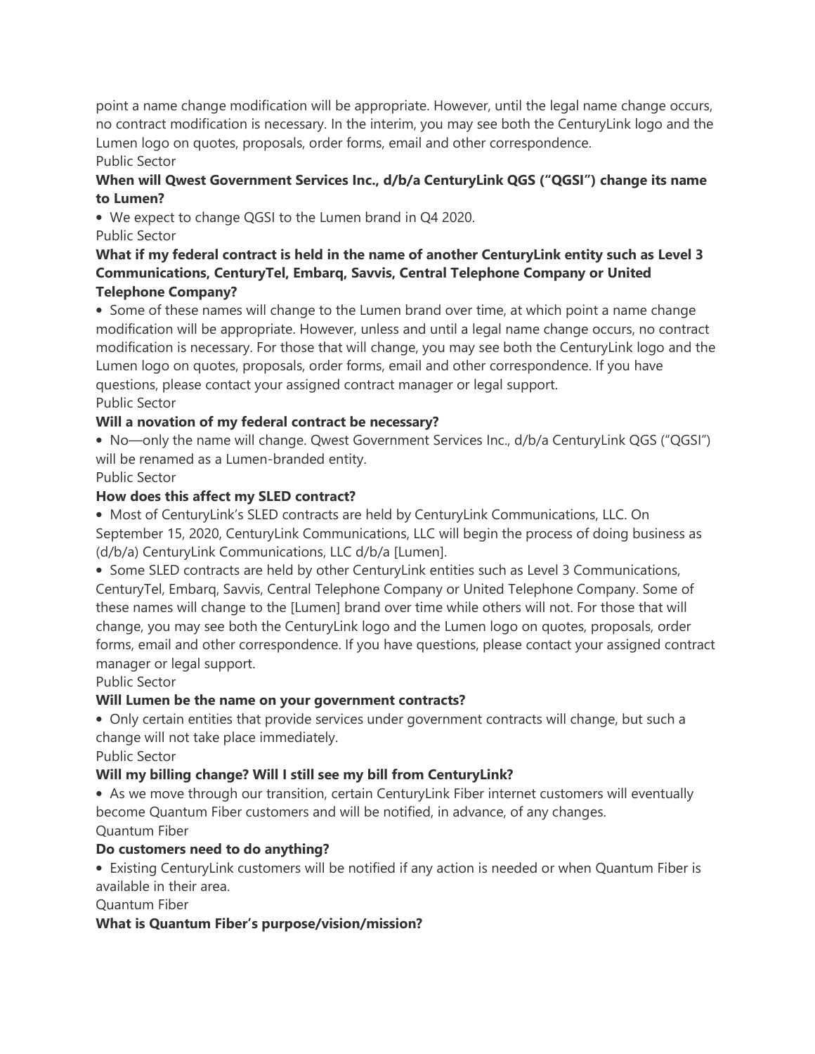point a name change modification will be appropriate. However, until the legal name change occurs, no contract modification is necessary. In the interim, you may see both the CenturyLink logo and the Lumen logo on quotes, proposals, order forms, email and other correspondence.

Public Sector

**When will Qwest Government Services Inc., d/b/a CenturyLink QGS ("QGSI") change its name to Lumen?**

- We expect to change QGSI to the Lumen brand in Q4 2020.

Public Sector

**What if my federal contract is held in the name of another CenturyLink entity such as Level 3 Communications, CenturyTel, Embarq, Savvis, Central Telephone Company or United Telephone Company?**

- Some of these names will change to the Lumen brand over time, at which point a name change modification will be appropriate. However, unless and until a legal name change occurs, no contract modification is necessary. For those that will change, you may see both the CenturyLink logo and the Lumen logo on quotes, proposals, order forms, email and other correspondence. If you have questions, please contact your assigned contract manager or legal support.

Public Sector

**Will a novation of my federal contract be necessary?**

- No—only the name will change. Qwest Government Services Inc., d/b/a CenturyLink QGS ("QGSI") will be renamed as a Lumen-branded entity.

Public Sector

**How does this affect my SLED contract?**

- Most of CenturyLink's SLED contracts are held by CenturyLink Communications, LLC. On September 15, 2020, CenturyLink Communications, LLC will begin the process of doing business as (d/b/a) CenturyLink Communications, LLC d/b/a [Lumen].
- Some SLED contracts are held by other CenturyLink entities such as Level 3 Communications, CenturyTel, Embarq, Savvis, Central Telephone Company or United Telephone Company. Some of these names will change to the [Lumen] brand over time while others will not. For those that will change, you may see both the CenturyLink logo and the Lumen logo on quotes, proposals, order forms, email and other correspondence. If you have questions, please contact your assigned contract manager or legal support.

Public Sector

**Will Lumen be the name on your government contracts?**

- Only certain entities that provide services under government contracts will change, but such a change will not take place immediately.

Public Sector

**Will my billing change? Will I still see my bill from CenturyLink?**

- As we move through our transition, certain CenturyLink Fiber internet customers will eventually become Quantum Fiber customers and will be notified, in advance, of any changes.

Quantum Fiber

**Do customers need to do anything?**

- Existing CenturyLink customers will be notified if any action is needed or when Quantum Fiber is available in their area.

Quantum Fiber

**What is Quantum Fiber's purpose/vision/mission?**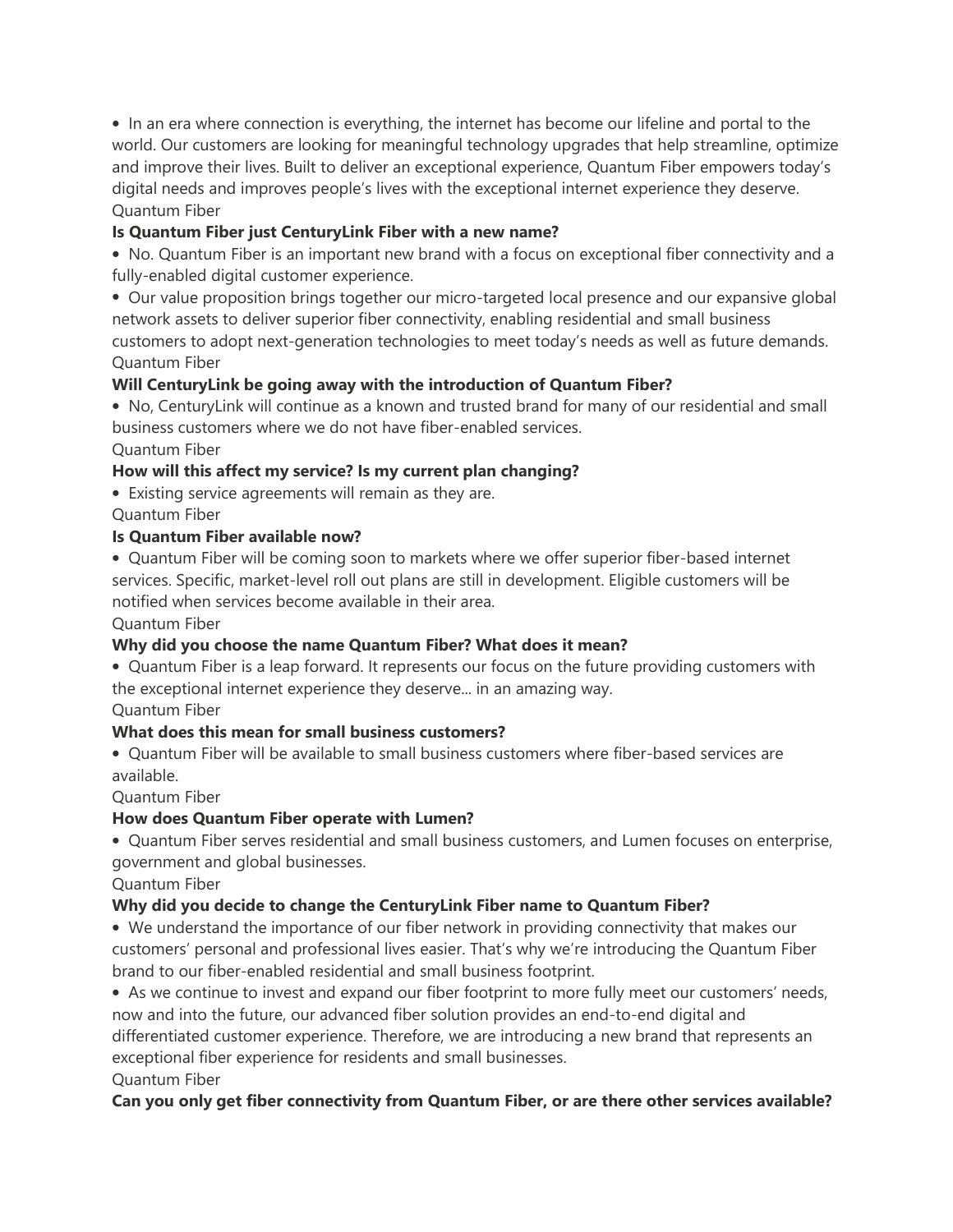- In an era where connection is everything, the internet has become our lifeline and portal to the world. Our customers are looking for meaningful technology upgrades that help streamline, optimize and improve their lives. Built to deliver an exceptional experience, Quantum Fiber empowers today's digital needs and improves people's lives with the exceptional internet experience they deserve.

Quantum Fiber

**Is Quantum Fiber just CenturyLink Fiber with a new name?**

- No. Quantum Fiber is an important new brand with a focus on exceptional fiber connectivity and a fully-enabled digital customer experience.
- Our value proposition brings together our micro-targeted local presence and our expansive global network assets to deliver superior fiber connectivity, enabling residential and small business customers to adopt next-generation technologies to meet today's needs as well as future demands.

Quantum Fiber

**Will CenturyLink be going away with the introduction of Quantum Fiber?**

- No, CenturyLink will continue as a known and trusted brand for many of our residential and small business customers where we do not have fiber-enabled services.

Quantum Fiber

**How will this affect my service? Is my current plan changing?**

- Existing service agreements will remain as they are.

Quantum Fiber

**Is Quantum Fiber available now?**

- Quantum Fiber will be coming soon to markets where we offer superior fiber-based internet services. Specific, market-level roll out plans are still in development. Eligible customers will be notified when services become available in their area.

Quantum Fiber

**Why did you choose the name Quantum Fiber? What does it mean?**

- Quantum Fiber is a leap forward. It represents our focus on the future providing customers with the exceptional internet experience they deserve... in an amazing way.

Quantum Fiber

**What does this mean for small business customers?**

- Quantum Fiber will be available to small business customers where fiber-based services are available.

Quantum Fiber

**How does Quantum Fiber operate with Lumen?**

- Quantum Fiber serves residential and small business customers, and Lumen focuses on enterprise, government and global businesses.

Quantum Fiber

**Why did you decide to change the CenturyLink Fiber name to Quantum Fiber?**

- We understand the importance of our fiber network in providing connectivity that makes our customers' personal and professional lives easier. That's why we're introducing the Quantum Fiber brand to our fiber-enabled residential and small business footprint.
- As we continue to invest and expand our fiber footprint to more fully meet our customers' needs, now and into the future, our advanced fiber solution provides an end-to-end digital and differentiated customer experience. Therefore, we are introducing a new brand that represents an exceptional fiber experience for residents and small businesses.

Quantum Fiber

**Can you only get fiber connectivity from Quantum Fiber, or are there other services available?**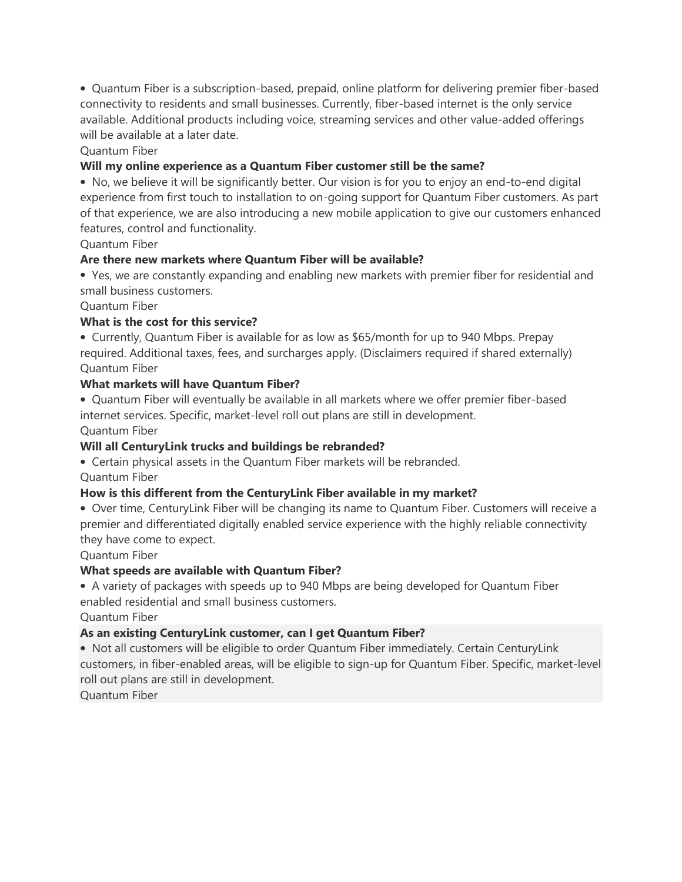- Quantum Fiber is a subscription-based, prepaid, online platform for delivering premier fiber-based connectivity to residents and small businesses. Currently, fiber-based internet is the only service available. Additional products including voice, streaming services and other value-added offerings will be available at a later date.

Quantum Fiber

**Will my online experience as a Quantum Fiber customer still be the same?**

- No, we believe it will be significantly better. Our vision is for you to enjoy an end-to-end digital experience from first touch to installation to on-going support for Quantum Fiber customers. As part of that experience, we are also introducing a new mobile application to give our customers enhanced features, control and functionality.

Quantum Fiber

**Are there new markets where Quantum Fiber will be available?**

- Yes, we are constantly expanding and enabling new markets with premier fiber for residential and small business customers.

Quantum Fiber

**What is the cost for this service?**

- Currently, Quantum Fiber is available for as low as $65/month for up to 940 Mbps. Prepay required. Additional taxes, fees, and surcharges apply. (Disclaimers required if shared externally)

Quantum Fiber

**What markets will have Quantum Fiber?**

- Quantum Fiber will eventually be available in all markets where we offer premier fiber-based internet services. Specific, market-level roll out plans are still in development.

Quantum Fiber

**Will all CenturyLink trucks and buildings be rebranded?**

- Certain physical assets in the Quantum Fiber markets will be rebranded.

Quantum Fiber

**How is this different from the CenturyLink Fiber available in my market?**

- Over time, CenturyLink Fiber will be changing its name to Quantum Fiber. Customers will receive a premier and differentiated digitally enabled service experience with the highly reliable connectivity they have come to expect.

Quantum Fiber

**What speeds are available with Quantum Fiber?**

- A variety of packages with speeds up to 940 Mbps are being developed for Quantum Fiber enabled residential and small business customers.

Quantum Fiber

**As an existing CenturyLink customer, can I get Quantum Fiber?**

- Not all customers will be eligible to order Quantum Fiber immediately. Certain CenturyLink customers, in fiber-enabled areas, will be eligible to sign-up for Quantum Fiber. Specific, market-level roll out plans are still in development.

Quantum Fiber